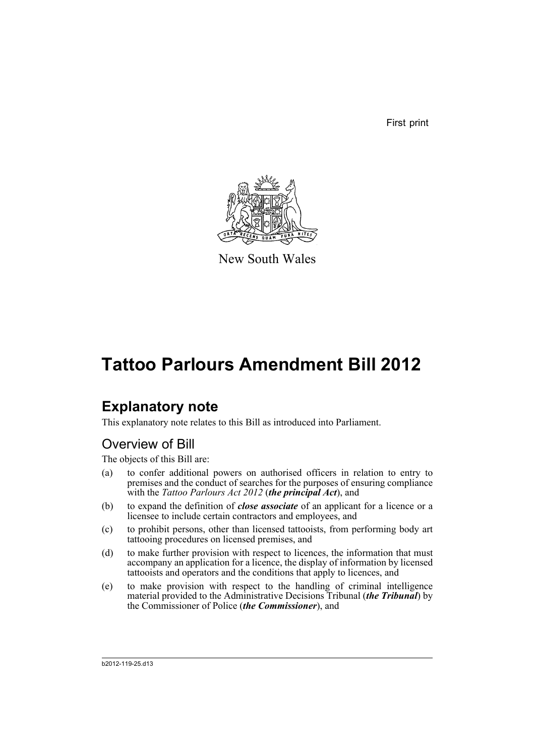First print

New South Wales

# Tattoo Parlours Amendment Bill 2012

## Explanatory note

This explanatory note relates to this Bill as introduced into Parliament.

### Overview of Bill

The objects of this Bill are:

(a) to confer additional powers on authorised officers in relation to entry to premises and the conduct of searches for the purposes of ensuring compliance with the *Tattoo Parlours Act 2012* (***the principal Act***), and

(b) to expand the definition of ***close associate*** of an applicant for a licence or a licensee to include certain contractors and employees, and

(c) to prohibit persons, other than licensed tattooists, from performing body art tattooing procedures on licensed premises, and

(d) to make further provision with respect to licences, the information that must accompany an application for a licence, the display of information by licensed tattooists and operators and the conditions that apply to licences, and

(e) to make provision with respect to the handling of criminal intelligence material provided to the Administrative Decisions Tribunal (***the Tribunal***) by the Commissioner of Police (***the Commissioner***), and

b2012-119-25.d13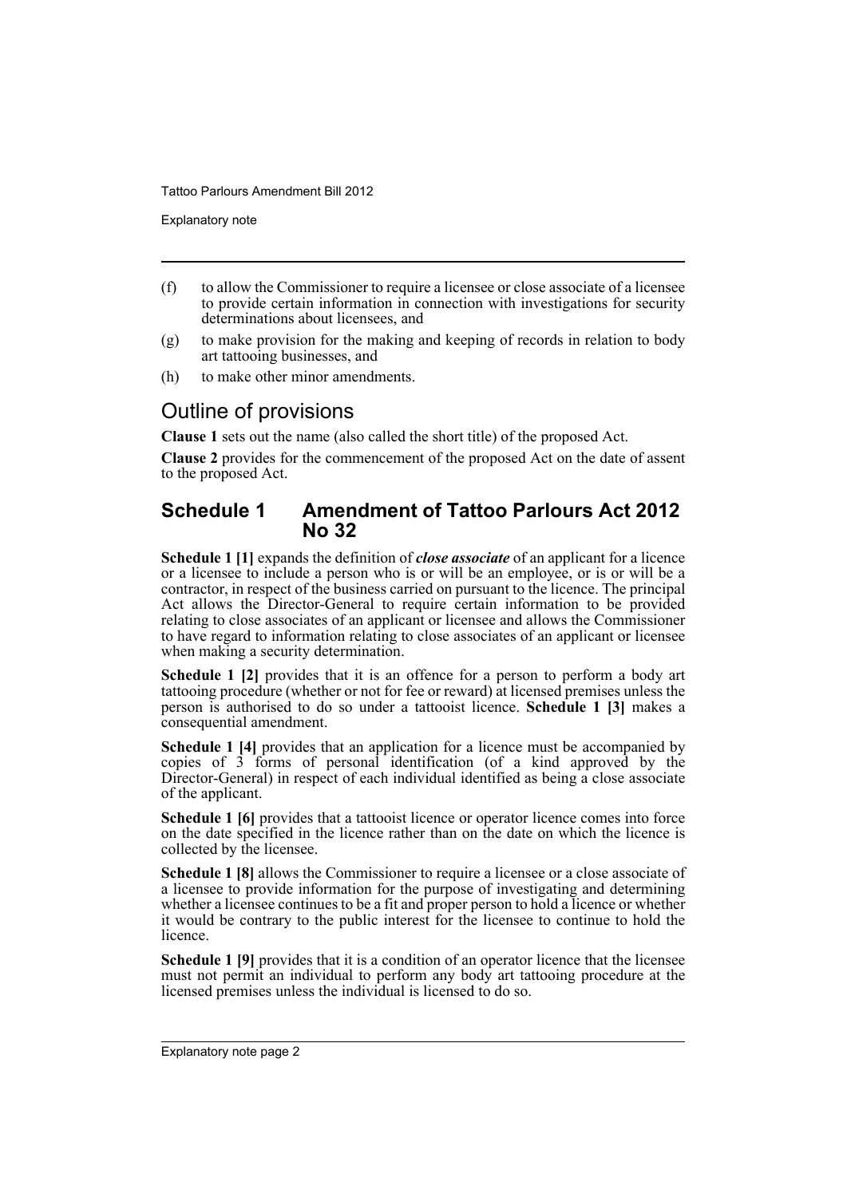(f) to allow the Commissioner to require a licensee or close associate of a licensee to provide certain information in connection with investigations for security determinations about licensees, and

(g) to make provision for the making and keeping of records in relation to body art tattooing businesses, and

(h) to make other minor amendments.

## Outline of provisions

**Clause 1** sets out the name (also called the short title) of the proposed Act.

**Clause 2** provides for the commencement of the proposed Act on the date of assent to the proposed Act.

## Schedule 1 Amendment of Tattoo Parlours Act 2012 No 32

**Schedule 1 [1]** expands the definition of ***close associate*** of an applicant for a licence or a licensee to include a person who is or will be an employee, or is or will be a contractor, in respect of the business carried on pursuant to the licence. The principal Act allows the Director-General to require certain information to be provided relating to close associates of an applicant or licensee and allows the Commissioner to have regard to information relating to close associates of an applicant or licensee when making a security determination.

**Schedule 1 [2]** provides that it is an offence for a person to perform a body art tattooing procedure (whether or not for fee or reward) at licensed premises unless the person is authorised to do so under a tattooist licence. **Schedule 1 [3]** makes a consequential amendment.

**Schedule 1 [4]** provides that an application for a licence must be accompanied by copies of 3 forms of personal identification (of a kind approved by the Director-General) in respect of each individual identified as being a close associate of the applicant.

**Schedule 1 [6]** provides that a tattooist licence or operator licence comes into force on the date specified in the licence rather than on the date on which the licence is collected by the licensee.

**Schedule 1 [8]** allows the Commissioner to require a licensee or a close associate of a licensee to provide information for the purpose of investigating and determining whether a licensee continues to be a fit and proper person to hold a licence or whether it would be contrary to the public interest for the licensee to continue to hold the licence.

**Schedule 1 [9]** provides that it is a condition of an operator licence that the licensee must not permit an individual to perform any body art tattooing procedure at the licensed premises unless the individual is licensed to do so.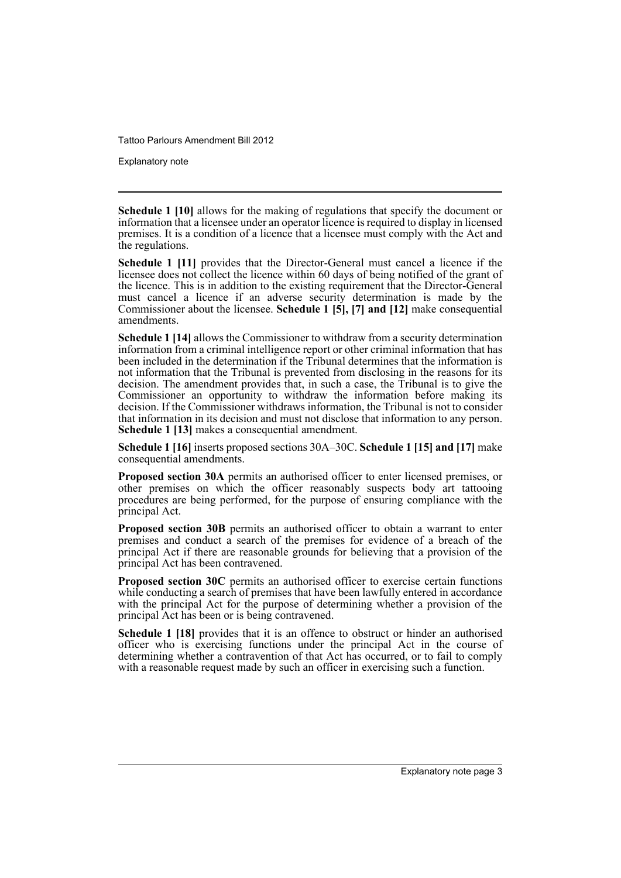**Schedule 1 [10]** allows for the making of regulations that specify the document or information that a licensee under an operator licence is required to display in licensed premises. It is a condition of a licence that a licensee must comply with the Act and the regulations.

**Schedule 1 [11]** provides that the Director-General must cancel a licence if the licensee does not collect the licence within 60 days of being notified of the grant of the licence. This is in addition to the existing requirement that the Director-General must cancel a licence if an adverse security determination is made by the Commissioner about the licensee. **Schedule 1 [5], [7] and [12]** make consequential amendments.

**Schedule 1 [14]** allows the Commissioner to withdraw from a security determination information from a criminal intelligence report or other criminal information that has been included in the determination if the Tribunal determines that the information is not information that the Tribunal is prevented from disclosing in the reasons for its decision. The amendment provides that, in such a case, the Tribunal is to give the Commissioner an opportunity to withdraw the information before making its decision. If the Commissioner withdraws information, the Tribunal is not to consider that information in its decision and must not disclose that information to any person. **Schedule 1 [13]** makes a consequential amendment.

**Schedule 1 [16]** inserts proposed sections 30A–30C. **Schedule 1 [15] and [17]** make consequential amendments.

**Proposed section 30A** permits an authorised officer to enter licensed premises, or other premises on which the officer reasonably suspects body art tattooing procedures are being performed, for the purpose of ensuring compliance with the principal Act.

**Proposed section 30B** permits an authorised officer to obtain a warrant to enter premises and conduct a search of the premises for evidence of a breach of the principal Act if there are reasonable grounds for believing that a provision of the principal Act has been contravened.

**Proposed section 30C** permits an authorised officer to exercise certain functions while conducting a search of premises that have been lawfully entered in accordance with the principal Act for the purpose of determining whether a provision of the principal Act has been or is being contravened.

**Schedule 1 [18]** provides that it is an offence to obstruct or hinder an authorised officer who is exercising functions under the principal Act in the course of determining whether a contravention of that Act has occurred, or to fail to comply with a reasonable request made by such an officer in exercising such a function.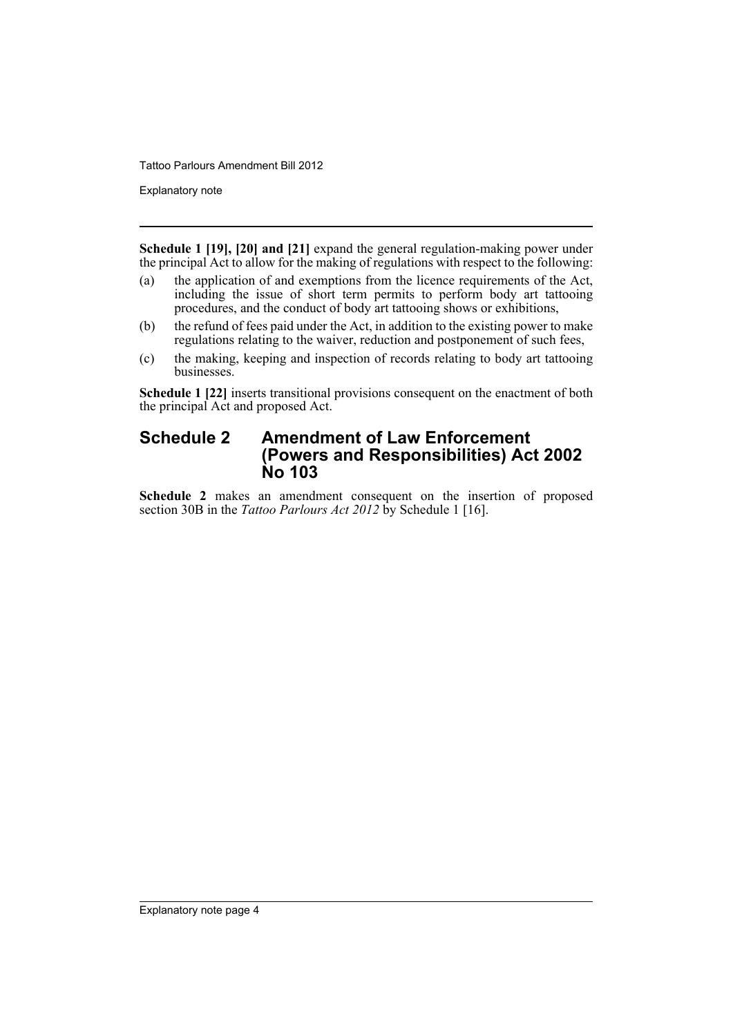**Schedule 1 [19], [20] and [21]** expand the general regulation-making power under the principal Act to allow for the making of regulations with respect to the following:

(a) the application of and exemptions from the licence requirements of the Act, including the issue of short term permits to perform body art tattooing procedures, and the conduct of body art tattooing shows or exhibitions,

(b) the refund of fees paid under the Act, in addition to the existing power to make regulations relating to the waiver, reduction and postponement of such fees,

(c) the making, keeping and inspection of records relating to body art tattooing businesses.

**Schedule 1 [22]** inserts transitional provisions consequent on the enactment of both the principal Act and proposed Act.

## Schedule 2 Amendment of Law Enforcement (Powers and Responsibilities) Act 2002 No 103

**Schedule 2** makes an amendment consequent on the insertion of proposed section 30B in the *Tattoo Parlours Act 2012* by Schedule 1 [16].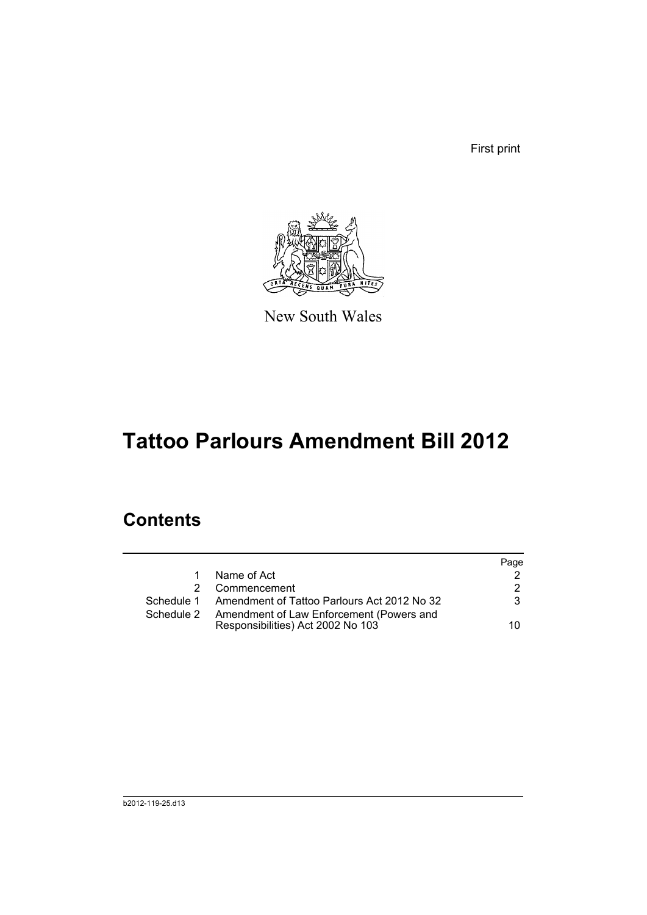First print

New South Wales

# Tattoo Parlours Amendment Bill 2012

## Contents

| | | Page |
|---|---|---|
| 1 | Name of Act | 2 |
| 2 | Commencement | 2 |
| Schedule 1 | Amendment of Tattoo Parlours Act 2012 No 32 | 3 |
| Schedule 2 | Amendment of Law Enforcement (Powers and Responsibilities) Act 2002 No 103 | 10 |

b2012-119-25.d13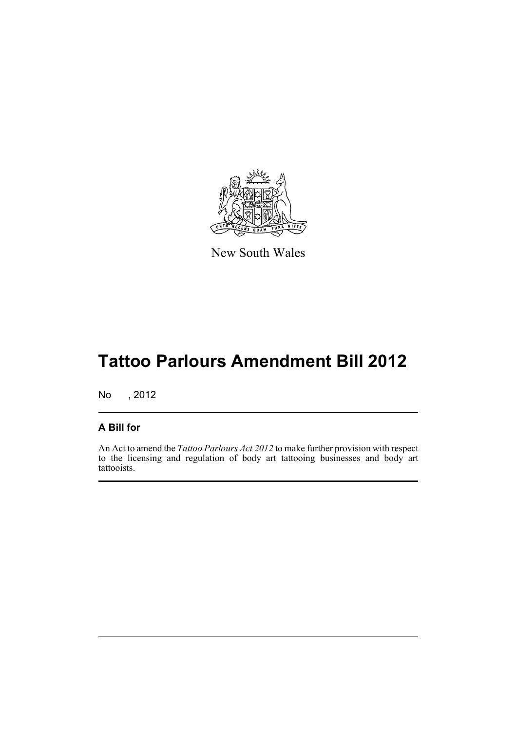New South Wales

# Tattoo Parlours Amendment Bill 2012

No , 2012

## A Bill for

An Act to amend the *Tattoo Parlours Act 2012* to make further provision with respect to the licensing and regulation of body art tattooing businesses and body art tattooists.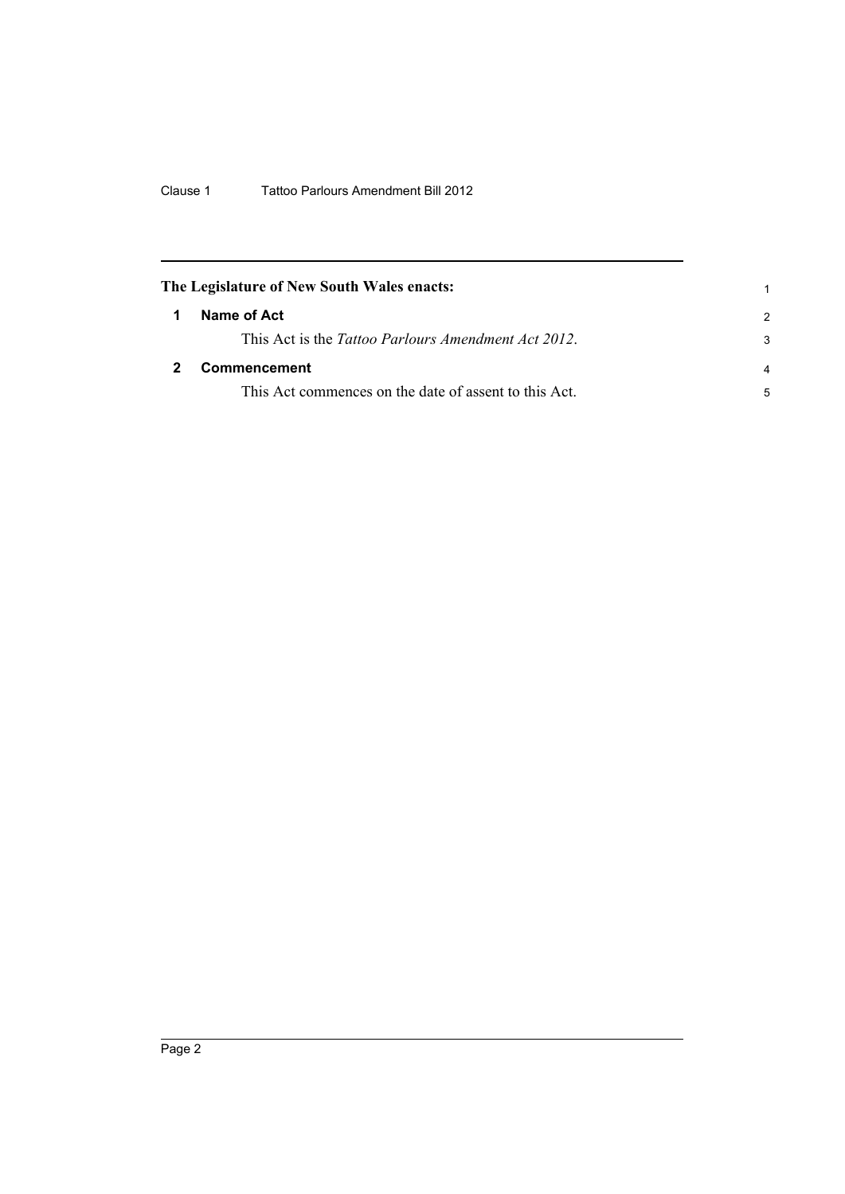**The Legislature of New South Wales enacts:**

## 1 Name of Act

This Act is the *Tattoo Parlours Amendment Act 2012*.

## 2 Commencement

This Act commences on the date of assent to this Act.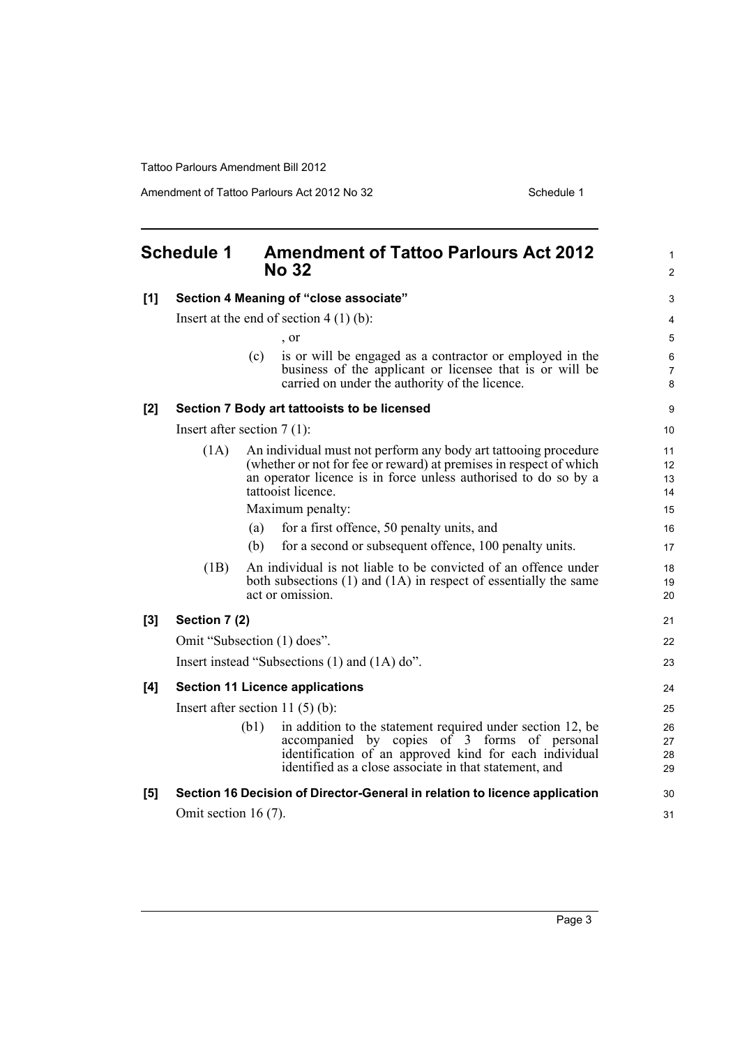## Schedule 1 Amendment of Tattoo Parlours Act 2012 No 32

**[1] Section 4 Meaning of "close associate"**

Insert at the end of section 4 (1) (b):

, or

(c) is or will be engaged as a contractor or employed in the business of the applicant or licensee that is or will be carried on under the authority of the licence.

**[2] Section 7 Body art tattooists to be licensed**

Insert after section 7 (1):

(1A) An individual must not perform any body art tattooing procedure (whether or not for fee or reward) at premises in respect of which an operator licence is in force unless authorised to do so by a tattooist licence.

Maximum penalty:

(a) for a first offence, 50 penalty units, and

(b) for a second or subsequent offence, 100 penalty units.

(1B) An individual is not liable to be convicted of an offence under both subsections (1) and (1A) in respect of essentially the same act or omission.

**[3] Section 7 (2)**

Omit "Subsection (1) does".

Insert instead "Subsections (1) and (1A) do".

**[4] Section 11 Licence applications**

Insert after section 11 (5) (b):

(b1) in addition to the statement required under section 12, be accompanied by copies of 3 forms of personal identification of an approved kind for each individual identified as a close associate in that statement, and

**[5] Section 16 Decision of Director-General in relation to licence application**

Omit section 16 (7).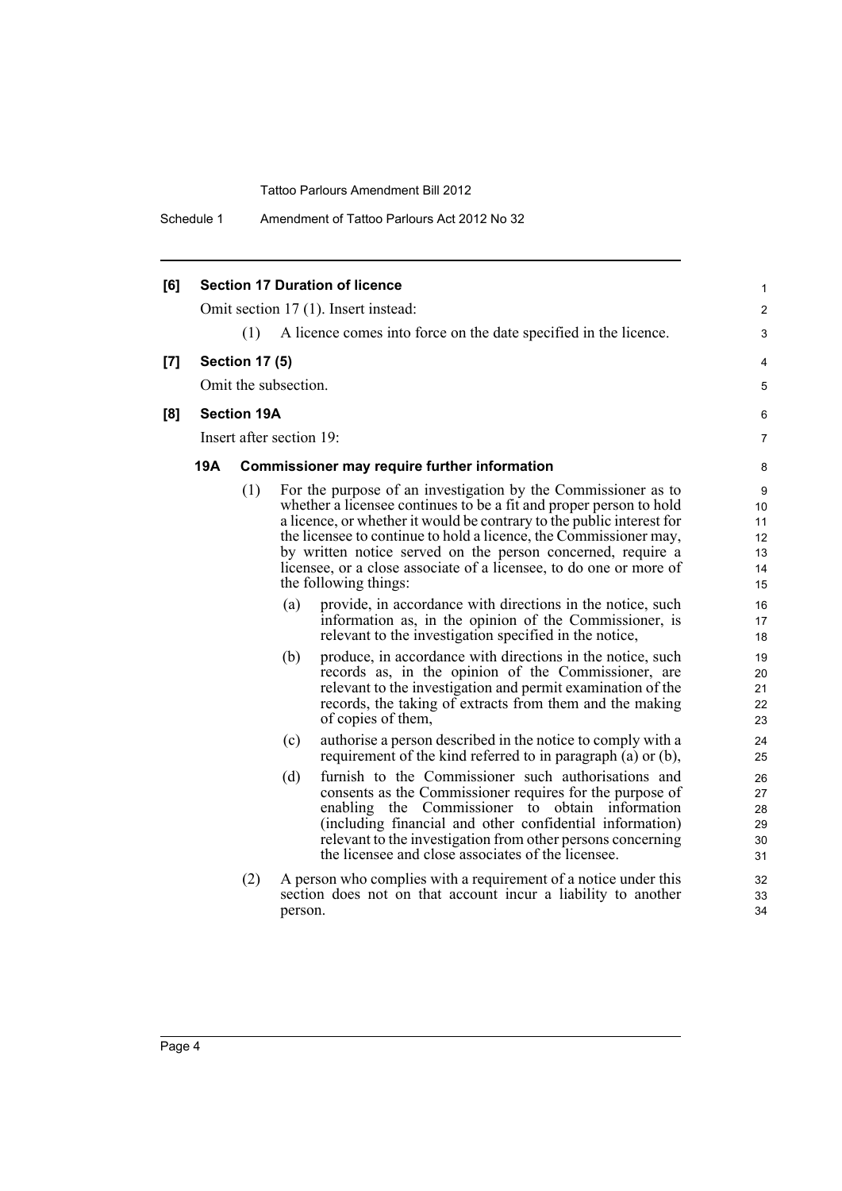**[6] Section 17 Duration of licence**

Omit section 17 (1). Insert instead:

(1) A licence comes into force on the date specified in the licence.

**[7] Section 17 (5)**

Omit the subsection.

**[8] Section 19A**

Insert after section 19:

**19A Commissioner may require further information**

(1) For the purpose of an investigation by the Commissioner as to whether a licensee continues to be a fit and proper person to hold a licence, or whether it would be contrary to the public interest for the licensee to continue to hold a licence, the Commissioner may, by written notice served on the person concerned, require a licensee, or a close associate of a licensee, to do one or more of the following things:

(a) provide, in accordance with directions in the notice, such information as, in the opinion of the Commissioner, is relevant to the investigation specified in the notice,

(b) produce, in accordance with directions in the notice, such records as, in the opinion of the Commissioner, are relevant to the investigation and permit examination of the records, the taking of extracts from them and the making of copies of them,

(c) authorise a person described in the notice to comply with a requirement of the kind referred to in paragraph (a) or (b),

(d) furnish to the Commissioner such authorisations and consents as the Commissioner requires for the purpose of enabling the Commissioner to obtain information (including financial and other confidential information) relevant to the investigation from other persons concerning the licensee and close associates of the licensee.

(2) A person who complies with a requirement of a notice under this section does not on that account incur a liability to another person.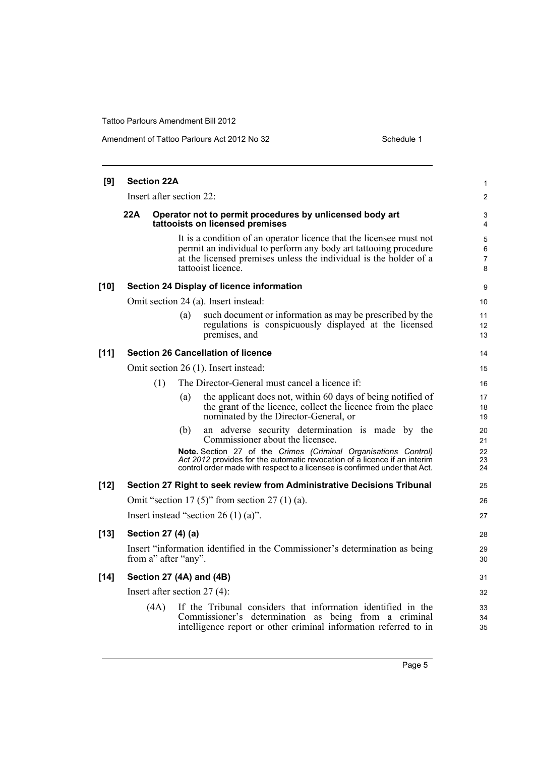**[9] Section 22A**

Insert after section 22:

**22A Operator not to permit procedures by unlicensed body art tattooists on licensed premises**

It is a condition of an operator licence that the licensee must not permit an individual to perform any body art tattooing procedure at the licensed premises unless the individual is the holder of a tattooist licence.

**[10] Section 24 Display of licence information**

Omit section 24 (a). Insert instead:

(a) such document or information as may be prescribed by the regulations is conspicuously displayed at the licensed premises, and

**[11] Section 26 Cancellation of licence**

Omit section 26 (1). Insert instead:

(1) The Director-General must cancel a licence if:

(a) the applicant does not, within 60 days of being notified of the grant of the licence, collect the licence from the place nominated by the Director-General, or

(b) an adverse security determination is made by the Commissioner about the licensee.

**Note.** Section 27 of the *Crimes (Criminal Organisations Control) Act 2012* provides for the automatic revocation of a licence if an interim control order made with respect to a licensee is confirmed under that Act.

**[12] Section 27 Right to seek review from Administrative Decisions Tribunal**

Omit "section 17 (5)" from section 27 (1) (a).

Insert instead "section 26 (1) (a)".

**[13] Section 27 (4) (a)**

Insert "information identified in the Commissioner's determination as being from a" after "any".

**[14] Section 27 (4A) and (4B)**

Insert after section 27 (4):

(4A) If the Tribunal considers that information identified in the Commissioner's determination as being from a criminal intelligence report or other criminal information referred to in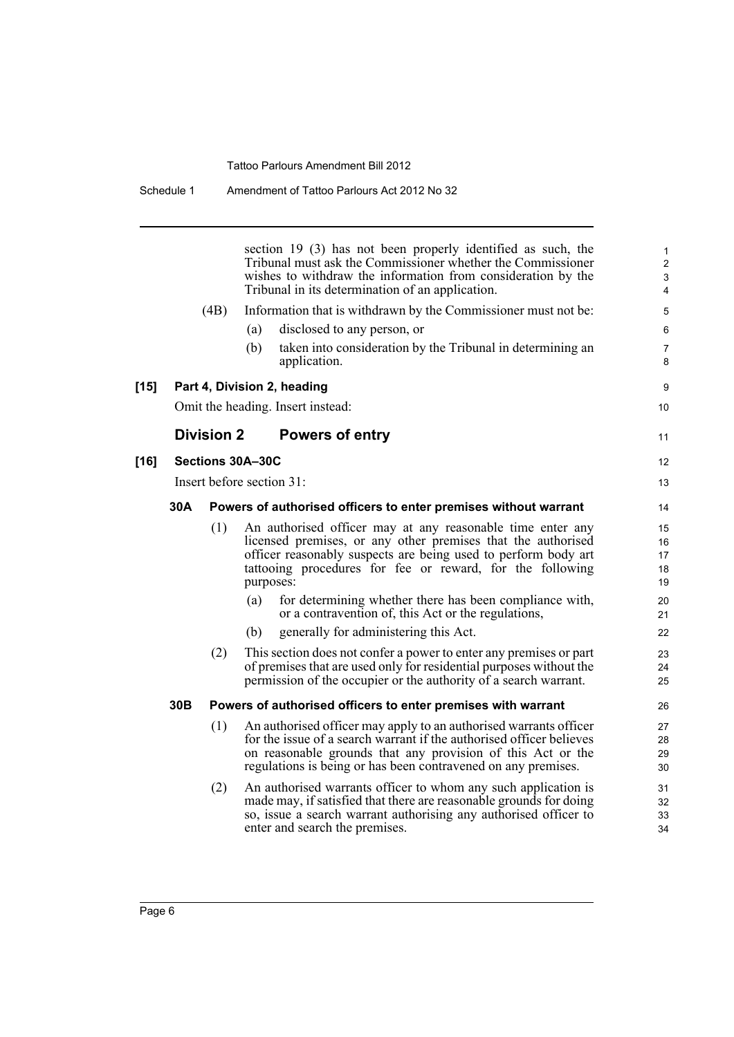section 19 (3) has not been properly identified as such, the Tribunal must ask the Commissioner whether the Commissioner wishes to withdraw the information from consideration by the Tribunal in its determination of an application.

(4B) Information that is withdrawn by the Commissioner must not be:

(a) disclosed to any person, or

(b) taken into consideration by the Tribunal in determining an application.

**[15] Part 4, Division 2, heading**

Omit the heading. Insert instead:

## Division 2 Powers of entry

**[16] Sections 30A–30C**

Insert before section 31:

### 30A Powers of authorised officers to enter premises without warrant

(1) An authorised officer may at any reasonable time enter any licensed premises, or any other premises that the authorised officer reasonably suspects are being used to perform body art tattooing procedures for fee or reward, for the following purposes:

(a) for determining whether there has been compliance with, or a contravention of, this Act or the regulations,

(b) generally for administering this Act.

(2) This section does not confer a power to enter any premises or part of premises that are used only for residential purposes without the permission of the occupier or the authority of a search warrant.

### 30B Powers of authorised officers to enter premises with warrant

(1) An authorised officer may apply to an authorised warrants officer for the issue of a search warrant if the authorised officer believes on reasonable grounds that any provision of this Act or the regulations is being or has been contravened on any premises.

(2) An authorised warrants officer to whom any such application is made may, if satisfied that there are reasonable grounds for doing so, issue a search warrant authorising any authorised officer to enter and search the premises.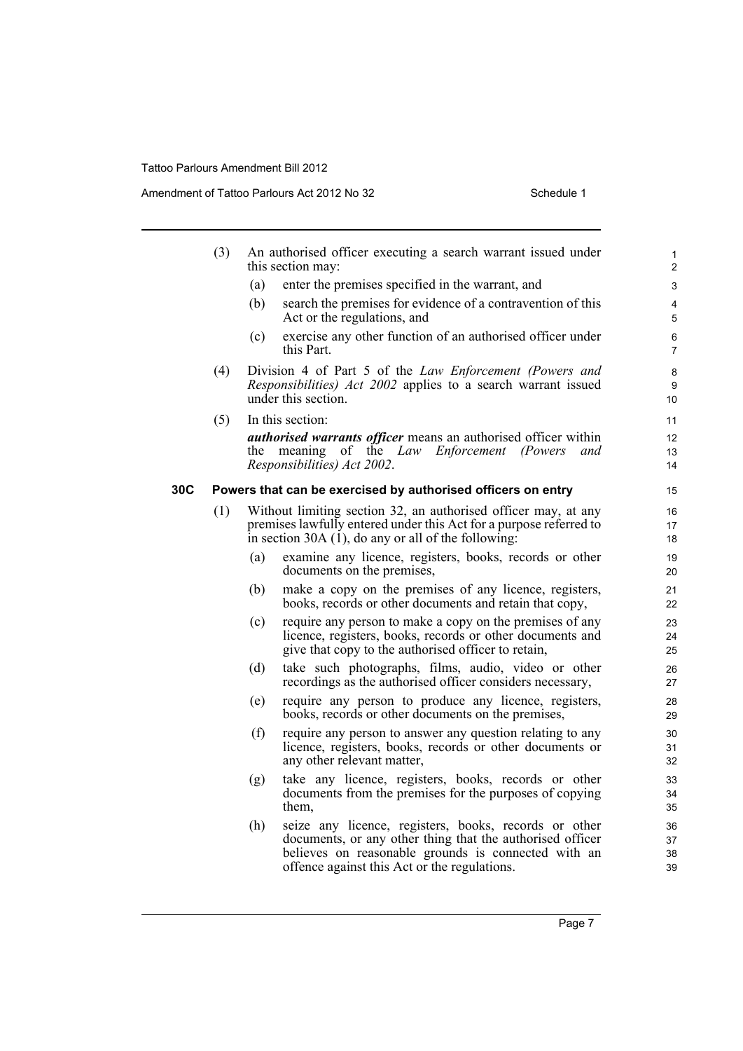(3) An authorised officer executing a search warrant issued under this section may:

(a) enter the premises specified in the warrant, and

(b) search the premises for evidence of a contravention of this Act or the regulations, and

(c) exercise any other function of an authorised officer under this Part.

(4) Division 4 of Part 5 of the *Law Enforcement (Powers and Responsibilities) Act 2002* applies to a search warrant issued under this section.

(5) In this section:

***authorised warrants officer*** means an authorised officer within the meaning of the *Law Enforcement (Powers and Responsibilities) Act 2002*.

**30C Powers that can be exercised by authorised officers on entry**

(1) Without limiting section 32, an authorised officer may, at any premises lawfully entered under this Act for a purpose referred to in section 30A (1), do any or all of the following:

(a) examine any licence, registers, books, records or other documents on the premises,

(b) make a copy on the premises of any licence, registers, books, records or other documents and retain that copy,

(c) require any person to make a copy on the premises of any licence, registers, books, records or other documents and give that copy to the authorised officer to retain,

(d) take such photographs, films, audio, video or other recordings as the authorised officer considers necessary,

(e) require any person to produce any licence, registers, books, records or other documents on the premises,

(f) require any person to answer any question relating to any licence, registers, books, records or other documents or any other relevant matter,

(g) take any licence, registers, books, records or other documents from the premises for the purposes of copying them,

(h) seize any licence, registers, books, records or other documents, or any other thing that the authorised officer believes on reasonable grounds is connected with an offence against this Act or the regulations.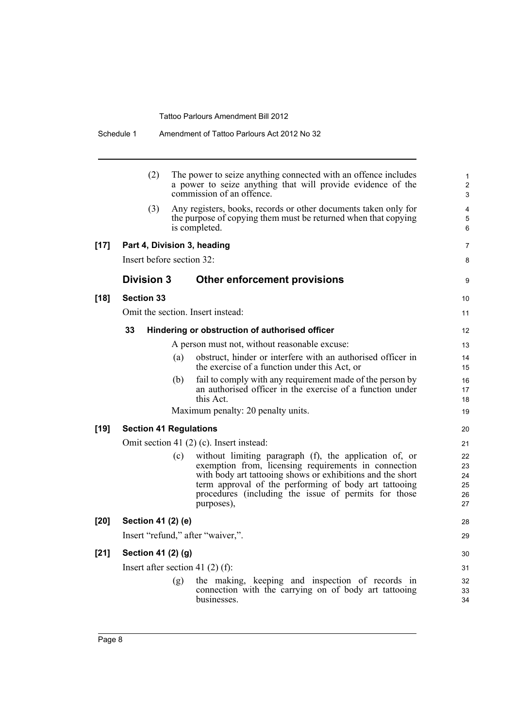(2) The power to seize anything connected with an offence includes a power to seize anything that will provide evidence of the commission of an offence.

(3) Any registers, books, records or other documents taken only for the purpose of copying them must be returned when that copying is completed.

**[17] Part 4, Division 3, heading**

Insert before section 32:

## Division 3 Other enforcement provisions

**[18] Section 33**

Omit the section. Insert instead:

**33 Hindering or obstruction of authorised officer**

A person must not, without reasonable excuse:

(a) obstruct, hinder or interfere with an authorised officer in the exercise of a function under this Act, or

(b) fail to comply with any requirement made of the person by an authorised officer in the exercise of a function under this Act.

Maximum penalty: 20 penalty units.

**[19] Section 41 Regulations**

Omit section 41 (2) (c). Insert instead:

(c) without limiting paragraph (f), the application of, or exemption from, licensing requirements in connection with body art tattooing shows or exhibitions and the short term approval of the performing of body art tattooing procedures (including the issue of permits for those purposes),

**[20] Section 41 (2) (e)**

Insert "refund," after "waiver,".

**[21] Section 41 (2) (g)**

Insert after section 41 (2) (f):

(g) the making, keeping and inspection of records in connection with the carrying on of body art tattooing businesses.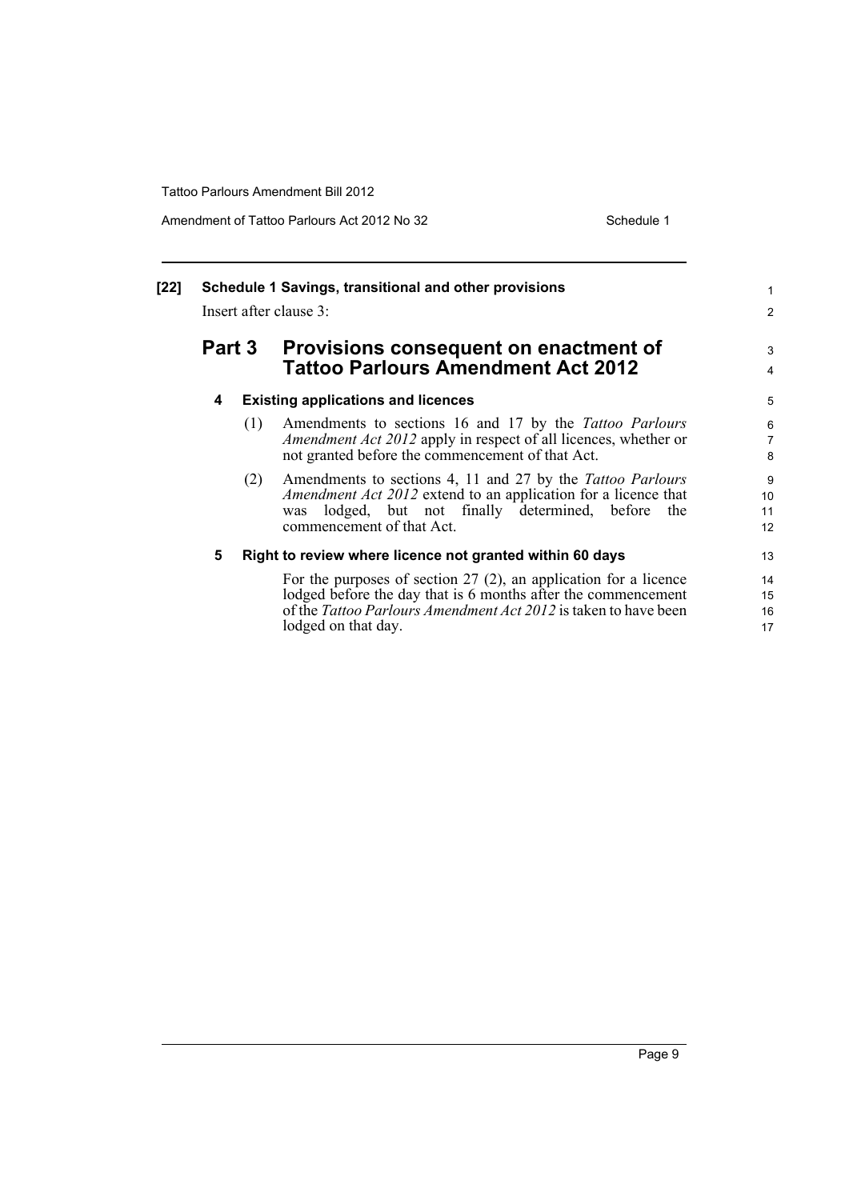**[22] Schedule 1 Savings, transitional and other provisions**

Insert after clause 3:

## Part 3 Provisions consequent on enactment of Tattoo Parlours Amendment Act 2012

### 4 Existing applications and licences

(1) Amendments to sections 16 and 17 by the *Tattoo Parlours Amendment Act 2012* apply in respect of all licences, whether or not granted before the commencement of that Act.

(2) Amendments to sections 4, 11 and 27 by the *Tattoo Parlours Amendment Act 2012* extend to an application for a licence that was lodged, but not finally determined, before the commencement of that Act.

### 5 Right to review where licence not granted within 60 days

For the purposes of section 27 (2), an application for a licence lodged before the day that is 6 months after the commencement of the *Tattoo Parlours Amendment Act 2012* is taken to have been lodged on that day.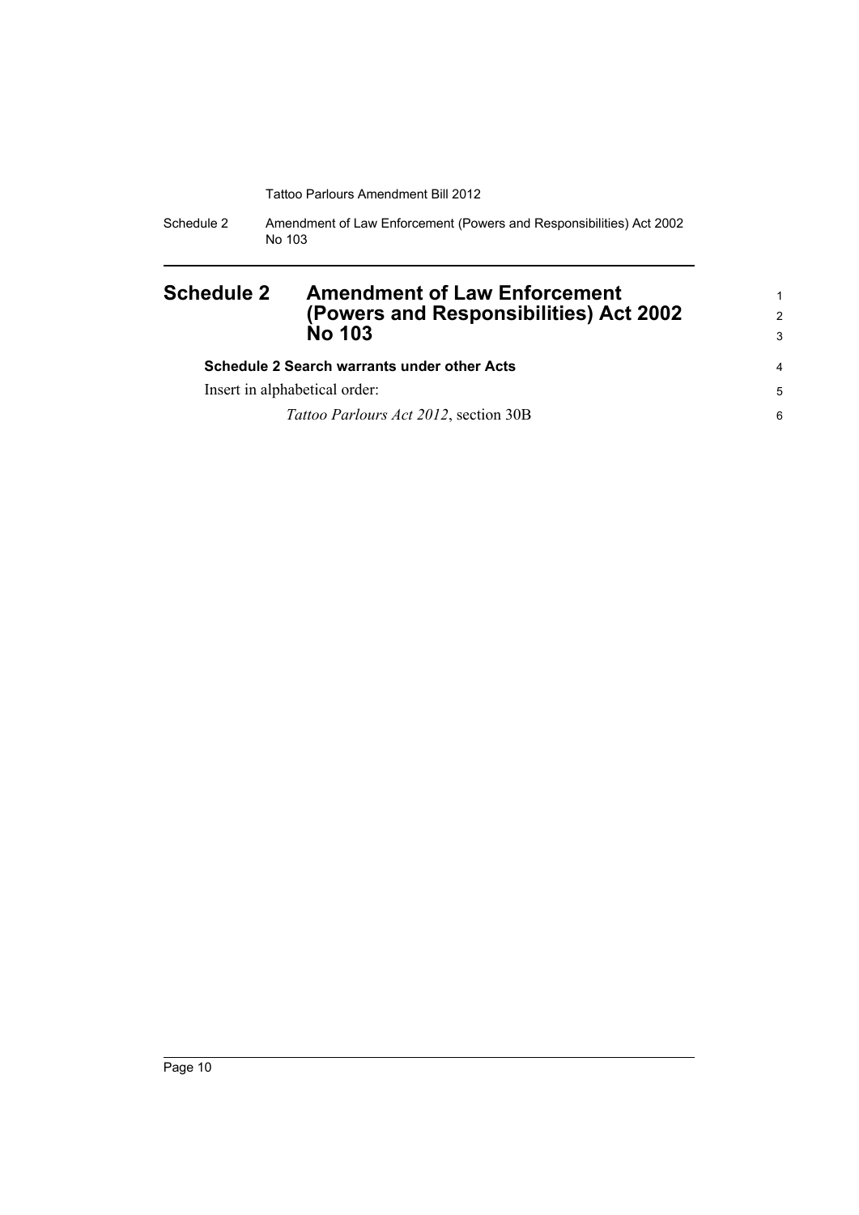# Schedule 2 Amendment of Law Enforcement (Powers and Responsibilities) Act 2002 No 103

**Schedule 2 Search warrants under other Acts**

Insert in alphabetical order:

*Tattoo Parlours Act 2012*, section 30B